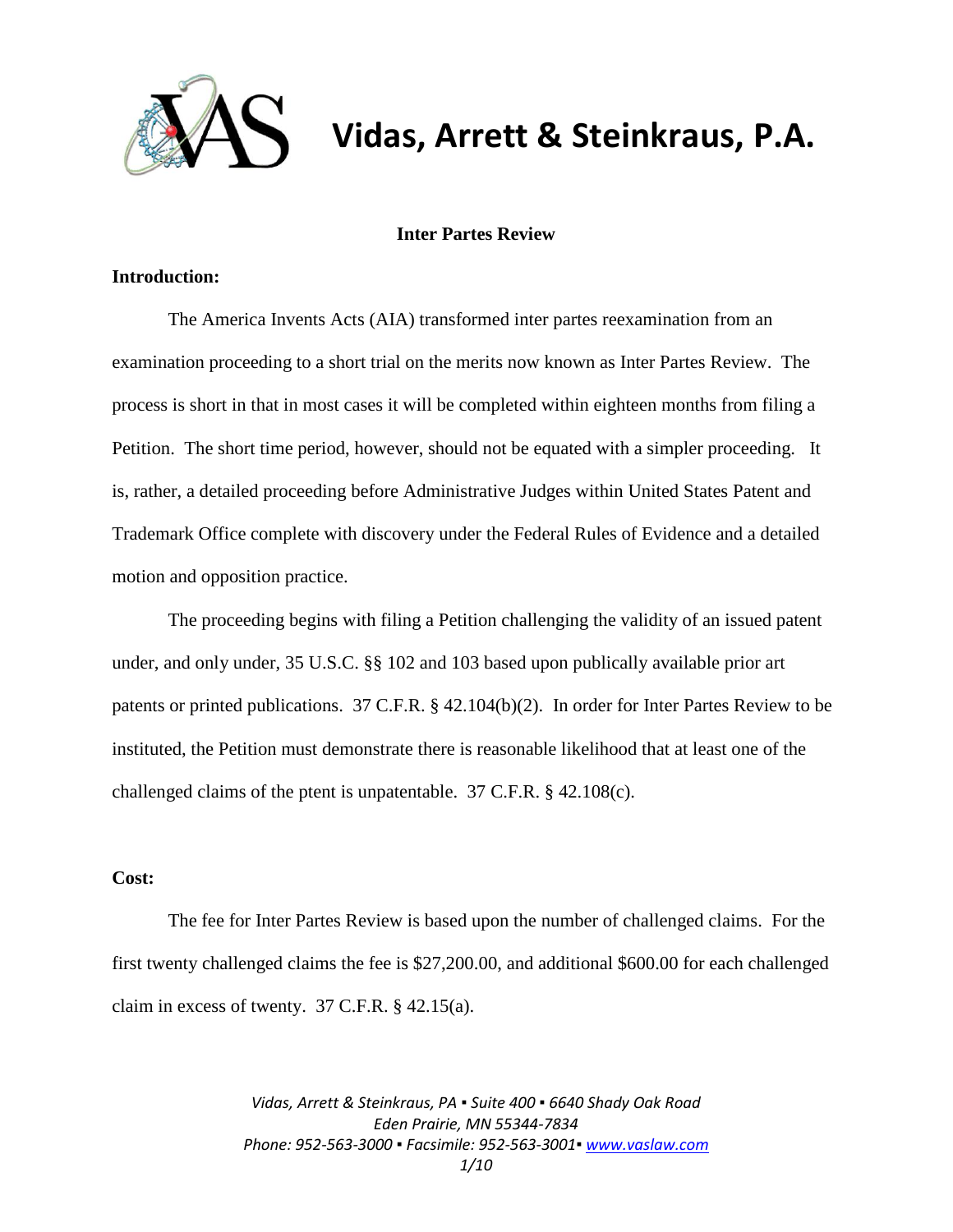# Vidas, Arrett & Steinkraus, P.A.

**Inter Partes Review**

**Introduction:**

The America Invents Acts (AIA) transformed inter partes reexamination from an examination proceeding to a short trial on the merits now known as Inter Partes Review. The process is short in that in most cases it will be completed within eighteen months from filing a Petition. The short time period, however, should not be equated with a simpler proceeding. It is, rather, a detailed proceeding before Administrative Judges within United States Patent and Trademark Office complete with discovery under the Federal Rules of Evidence and a detailed motion and opposition practice.

The proceeding begins with filing a Petition challenging the validity of an issued patent under, and only under, 35 U.S.C. §§ 102 and 103 based upon publically available prior art patents or printed publications. 37 C.F.R. § 42.104(b)(2). In order for Inter Partes Review to be instituted, the Petition must demonstrate there is reasonable likelihood that at least one of the challenged claims of the ptent is unpatentable. 37 C.F.R. § 42.108(c).

**Cost:**

The fee for Inter Partes Review is based upon the number of challenged claims. For the first twenty challenged claims the fee is $27,200.00, and additional $600.00 for each challenged claim in excess of twenty. 37 C.F.R. § 42.15(a).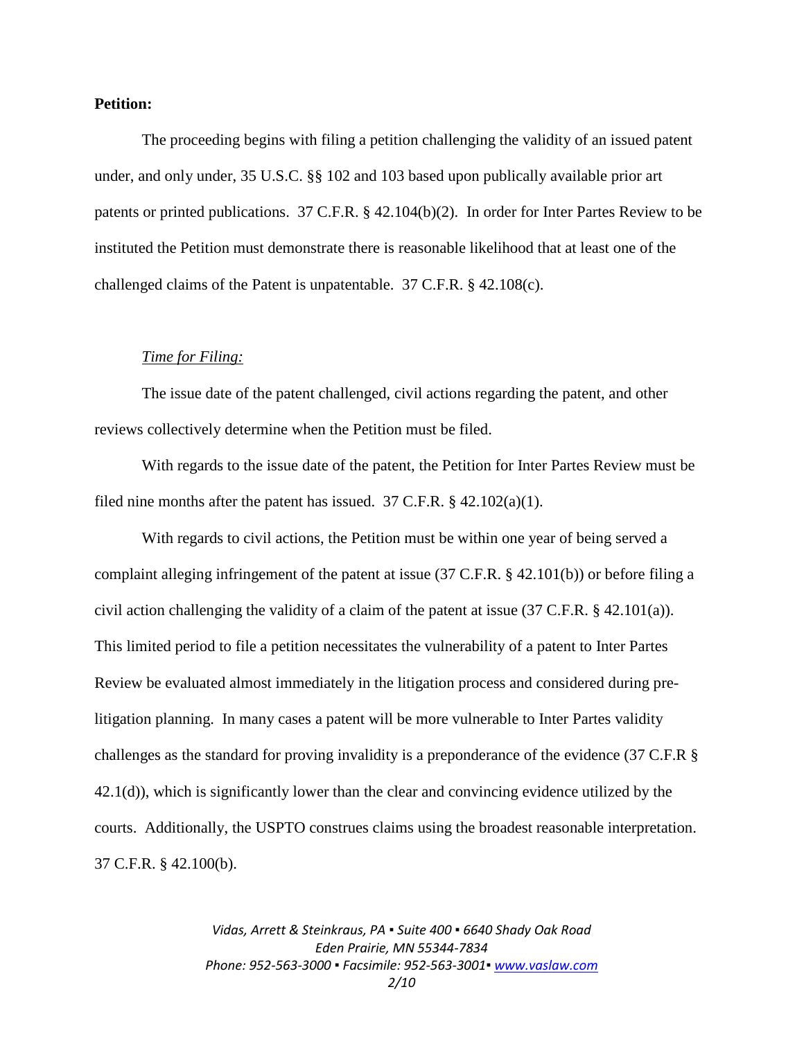**Petition:**

The proceeding begins with filing a petition challenging the validity of an issued patent under, and only under, 35 U.S.C. §§ 102 and 103 based upon publically available prior art patents or printed publications. 37 C.F.R. § 42.104(b)(2). In order for Inter Partes Review to be instituted the Petition must demonstrate there is reasonable likelihood that at least one of the challenged claims of the Patent is unpatentable. 37 C.F.R. § 42.108(c).

*Time for Filing:*

The issue date of the patent challenged, civil actions regarding the patent, and other reviews collectively determine when the Petition must be filed.

With regards to the issue date of the patent, the Petition for Inter Partes Review must be filed nine months after the patent has issued. 37 C.F.R. § 42.102(a)(1).

With regards to civil actions, the Petition must be within one year of being served a complaint alleging infringement of the patent at issue (37 C.F.R. § 42.101(b)) or before filing a civil action challenging the validity of a claim of the patent at issue (37 C.F.R. § 42.101(a)). This limited period to file a petition necessitates the vulnerability of a patent to Inter Partes Review be evaluated almost immediately in the litigation process and considered during pre-litigation planning. In many cases a patent will be more vulnerable to Inter Partes validity challenges as the standard for proving invalidity is a preponderance of the evidence (37 C.F.R § 42.1(d)), which is significantly lower than the clear and convincing evidence utilized by the courts. Additionally, the USPTO construes claims using the broadest reasonable interpretation. 37 C.F.R. § 42.100(b).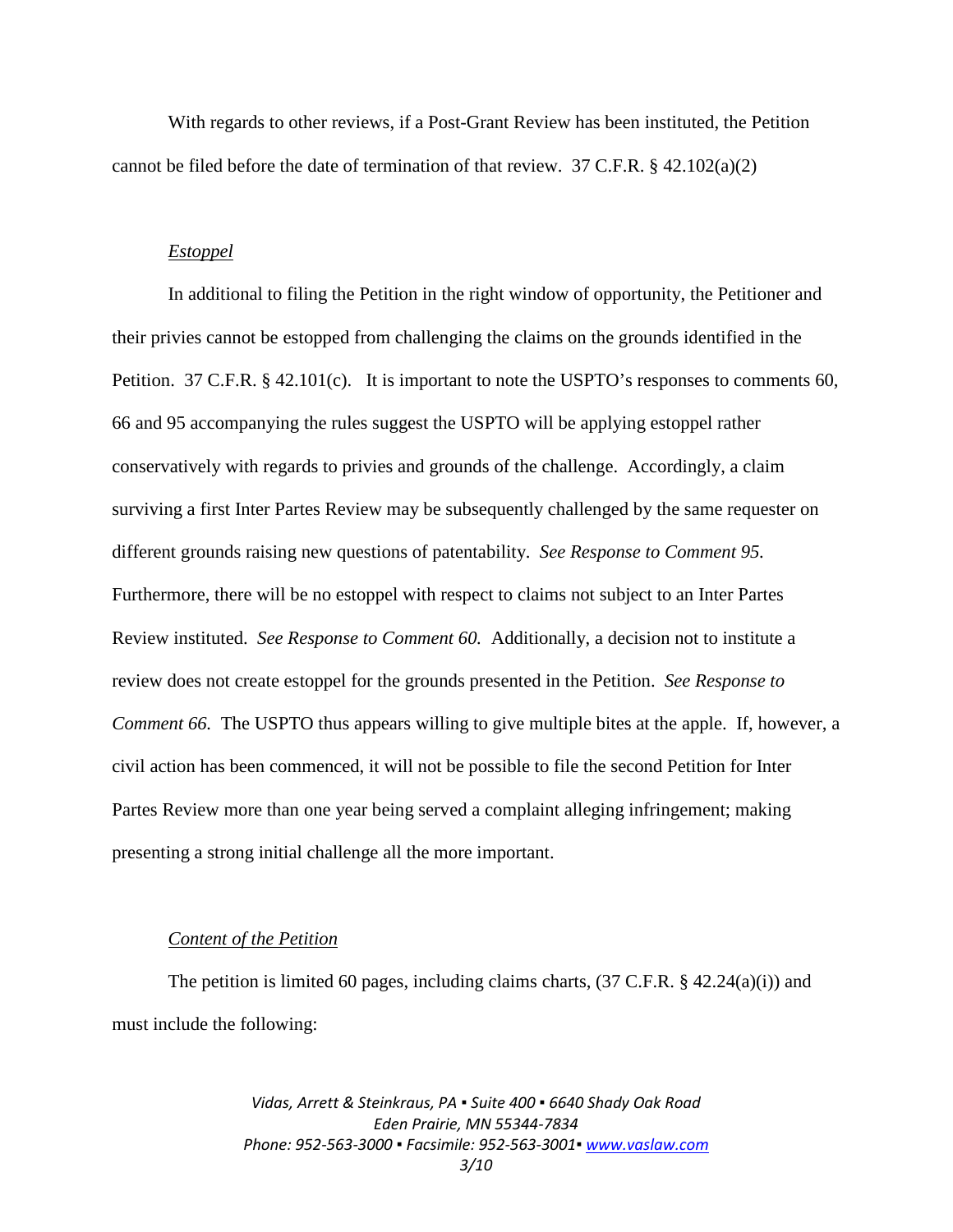With regards to other reviews, if a Post-Grant Review has been instituted, the Petition cannot be filed before the date of termination of that review. 37 C.F.R. § 42.102(a)(2)

*Estoppel*

In additional to filing the Petition in the right window of opportunity, the Petitioner and their privies cannot be estopped from challenging the claims on the grounds identified in the Petition. 37 C.F.R. § 42.101(c). It is important to note the USPTO's responses to comments 60, 66 and 95 accompanying the rules suggest the USPTO will be applying estoppel rather conservatively with regards to privies and grounds of the challenge. Accordingly, a claim surviving a first Inter Partes Review may be subsequently challenged by the same requester on different grounds raising new questions of patentability. *See Response to Comment 95.* Furthermore, there will be no estoppel with respect to claims not subject to an Inter Partes Review instituted. *See Response to Comment 60.* Additionally, a decision not to institute a review does not create estoppel for the grounds presented in the Petition. *See Response to Comment 66.* The USPTO thus appears willing to give multiple bites at the apple. If, however, a civil action has been commenced, it will not be possible to file the second Petition for Inter Partes Review more than one year being served a complaint alleging infringement; making presenting a strong initial challenge all the more important.

*Content of the Petition*

The petition is limited 60 pages, including claims charts, (37 C.F.R. § 42.24(a)(i)) and must include the following: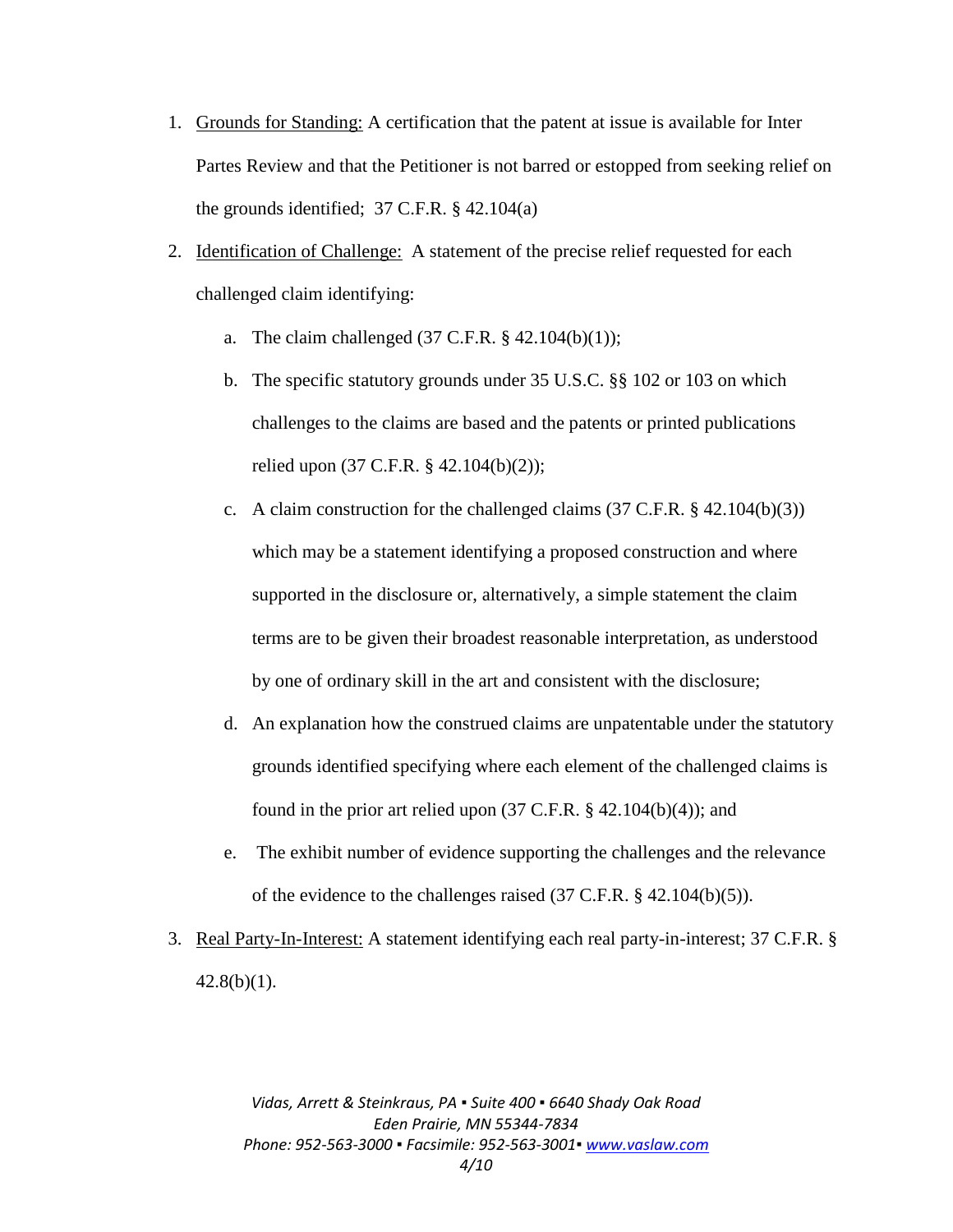1. Grounds for Standing: A certification that the patent at issue is available for Inter Partes Review and that the Petitioner is not barred or estopped from seeking relief on the grounds identified; 37 C.F.R. § 42.104(a)

2. Identification of Challenge: A statement of the precise relief requested for each challenged claim identifying:

   a. The claim challenged (37 C.F.R. § 42.104(b)(1));

   b. The specific statutory grounds under 35 U.S.C. §§ 102 or 103 on which challenges to the claims are based and the patents or printed publications relied upon (37 C.F.R. § 42.104(b)(2));

   c. A claim construction for the challenged claims (37 C.F.R. § 42.104(b)(3)) which may be a statement identifying a proposed construction and where supported in the disclosure or, alternatively, a simple statement the claim terms are to be given their broadest reasonable interpretation, as understood by one of ordinary skill in the art and consistent with the disclosure;

   d. An explanation how the construed claims are unpatentable under the statutory grounds identified specifying where each element of the challenged claims is found in the prior art relied upon (37 C.F.R. § 42.104(b)(4)); and

   e. The exhibit number of evidence supporting the challenges and the relevance of the evidence to the challenges raised (37 C.F.R. § 42.104(b)(5)).

3. Real Party-In-Interest: A statement identifying each real party-in-interest; 37 C.F.R. § 42.8(b)(1).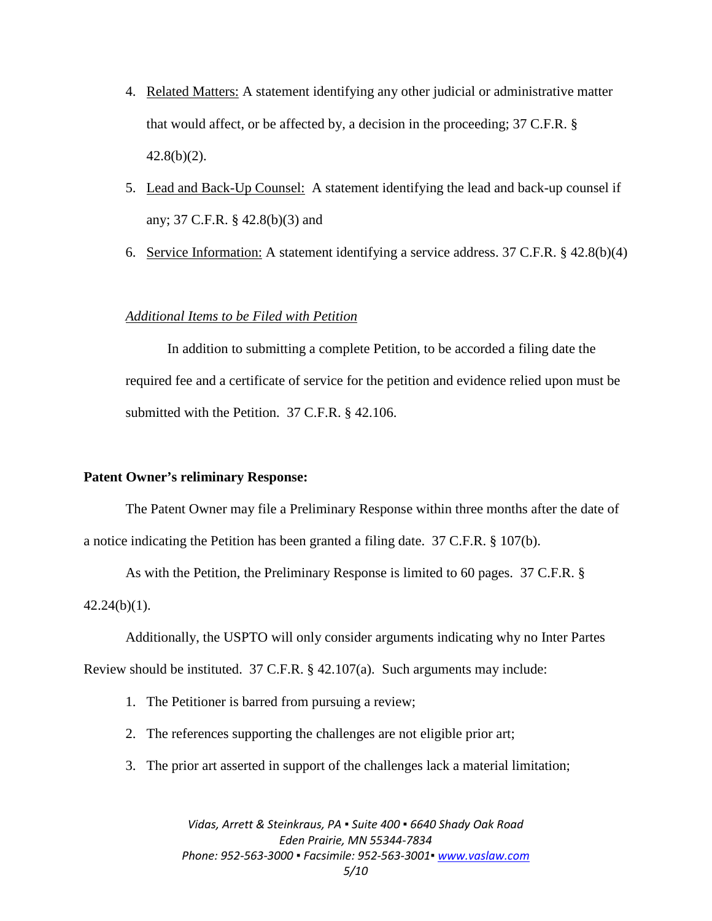4. Related Matters: A statement identifying any other judicial or administrative matter that would affect, or be affected by, a decision in the proceeding; 37 C.F.R. § 42.8(b)(2).
5. Lead and Back-Up Counsel: A statement identifying the lead and back-up counsel if any; 37 C.F.R. § 42.8(b)(3) and
6. Service Information: A statement identifying a service address. 37 C.F.R. § 42.8(b)(4)

*Additional Items to be Filed with Petition*

In addition to submitting a complete Petition, to be accorded a filing date the required fee and a certificate of service for the petition and evidence relied upon must be submitted with the Petition. 37 C.F.R. § 42.106.

**Patent Owner's reliminary Response:**

The Patent Owner may file a Preliminary Response within three months after the date of a notice indicating the Petition has been granted a filing date. 37 C.F.R. § 107(b).

As with the Petition, the Preliminary Response is limited to 60 pages. 37 C.F.R. § 42.24(b)(1).

Additionally, the USPTO will only consider arguments indicating why no Inter Partes Review should be instituted. 37 C.F.R. § 42.107(a). Such arguments may include:

1. The Petitioner is barred from pursuing a review;
2. The references supporting the challenges are not eligible prior art;
3. The prior art asserted in support of the challenges lack a material limitation;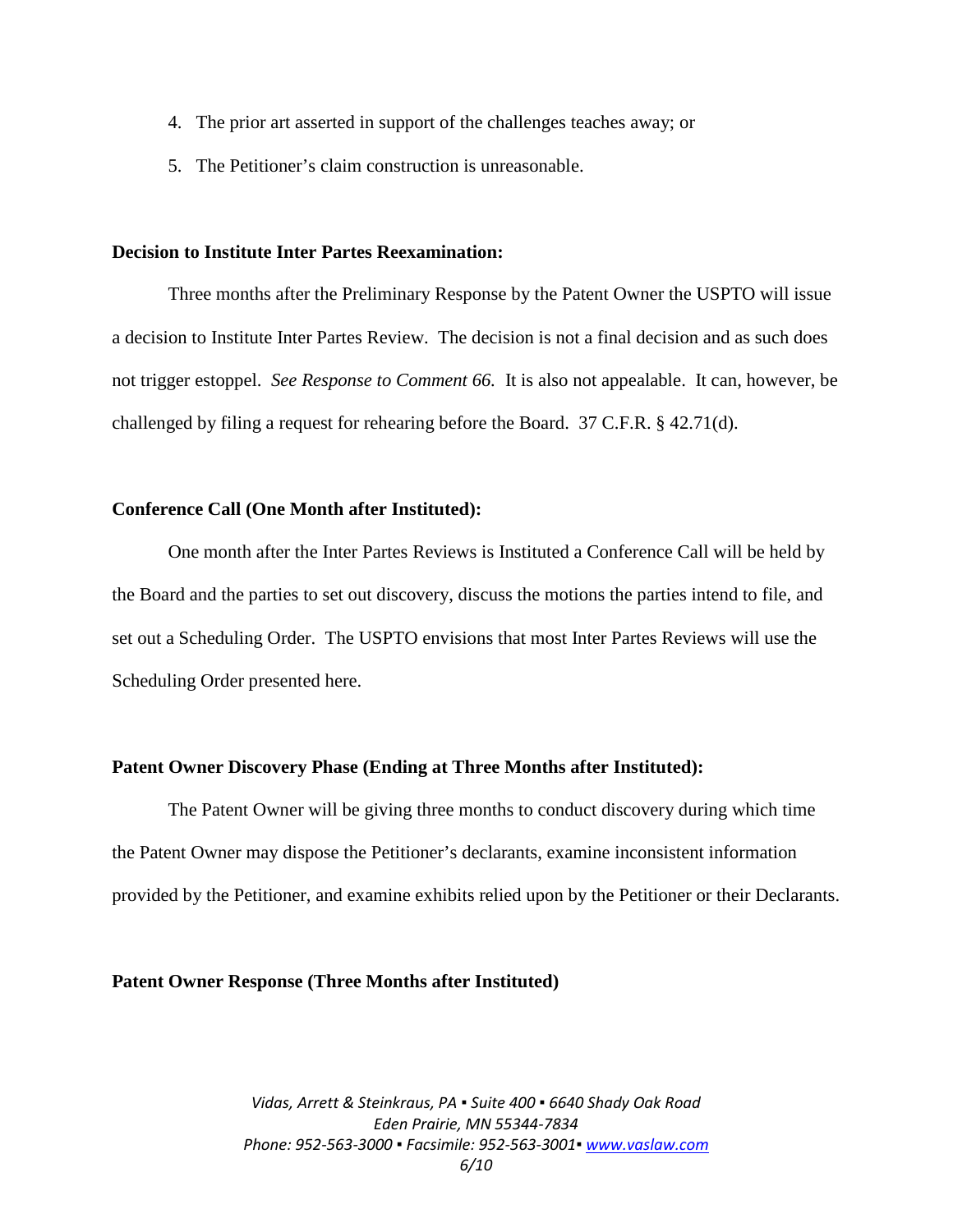4. The prior art asserted in support of the challenges teaches away; or
5. The Petitioner's claim construction is unreasonable.

**Decision to Institute Inter Partes Reexamination:**

Three months after the Preliminary Response by the Patent Owner the USPTO will issue a decision to Institute Inter Partes Review. The decision is not a final decision and as such does not trigger estoppel. *See Response to Comment 66.* It is also not appealable. It can, however, be challenged by filing a request for rehearing before the Board. 37 C.F.R. § 42.71(d).

**Conference Call (One Month after Instituted):**

One month after the Inter Partes Reviews is Instituted a Conference Call will be held by the Board and the parties to set out discovery, discuss the motions the parties intend to file, and set out a Scheduling Order. The USPTO envisions that most Inter Partes Reviews will use the Scheduling Order presented here.

**Patent Owner Discovery Phase (Ending at Three Months after Instituted):**

The Patent Owner will be giving three months to conduct discovery during which time the Patent Owner may dispose the Petitioner's declarants, examine inconsistent information provided by the Petitioner, and examine exhibits relied upon by the Petitioner or their Declarants.

**Patent Owner Response (Three Months after Instituted)**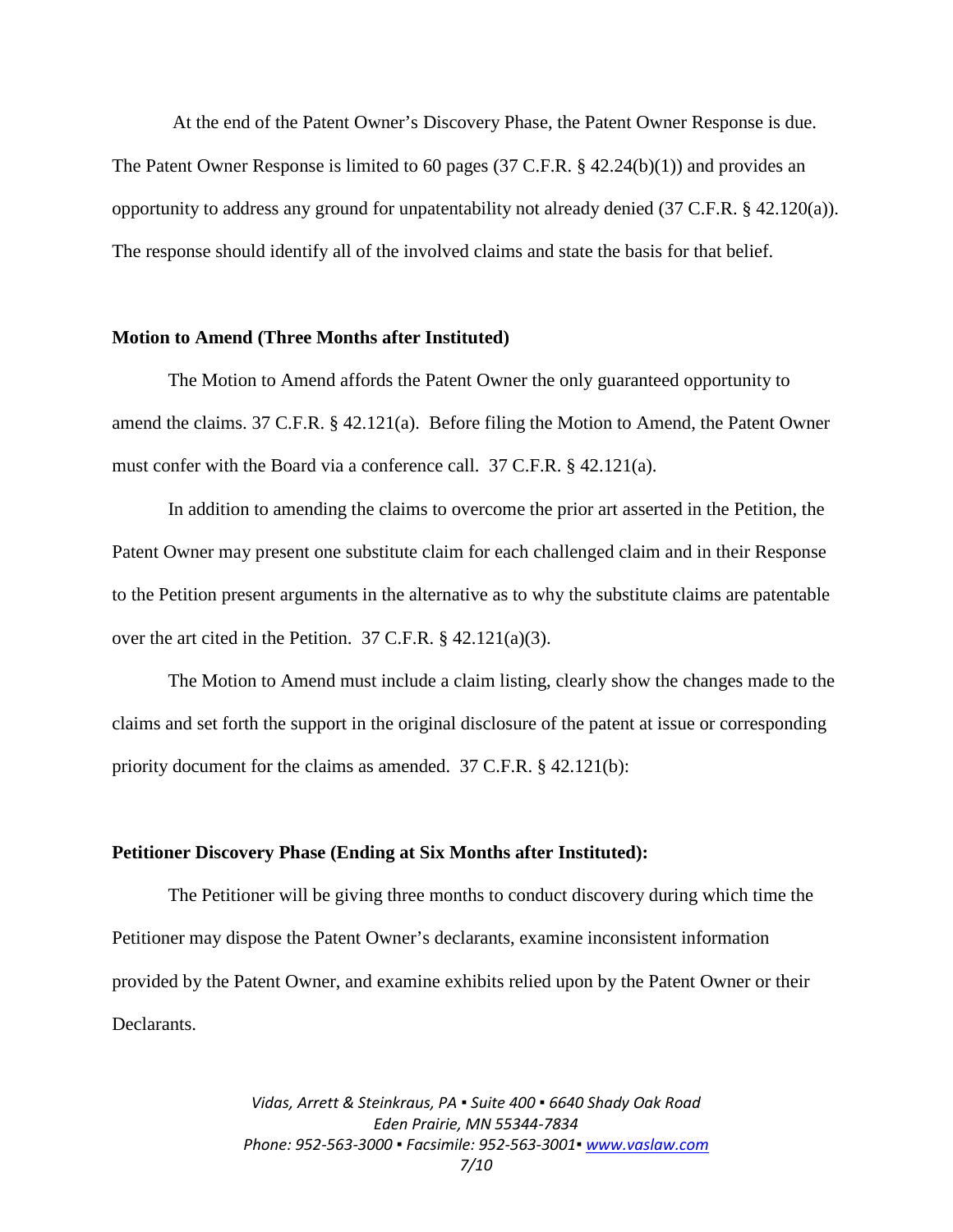At the end of the Patent Owner's Discovery Phase, the Patent Owner Response is due. The Patent Owner Response is limited to 60 pages (37 C.F.R. § 42.24(b)(1)) and provides an opportunity to address any ground for unpatentability not already denied (37 C.F.R. § 42.120(a)). The response should identify all of the involved claims and state the basis for that belief.

**Motion to Amend (Three Months after Instituted)**

The Motion to Amend affords the Patent Owner the only guaranteed opportunity to amend the claims. 37 C.F.R. § 42.121(a). Before filing the Motion to Amend, the Patent Owner must confer with the Board via a conference call. 37 C.F.R. § 42.121(a).

In addition to amending the claims to overcome the prior art asserted in the Petition, the Patent Owner may present one substitute claim for each challenged claim and in their Response to the Petition present arguments in the alternative as to why the substitute claims are patentable over the art cited in the Petition. 37 C.F.R. § 42.121(a)(3).

The Motion to Amend must include a claim listing, clearly show the changes made to the claims and set forth the support in the original disclosure of the patent at issue or corresponding priority document for the claims as amended. 37 C.F.R. § 42.121(b):

**Petitioner Discovery Phase (Ending at Six Months after Instituted):**

The Petitioner will be giving three months to conduct discovery during which time the Petitioner may dispose the Patent Owner's declarants, examine inconsistent information provided by the Patent Owner, and examine exhibits relied upon by the Patent Owner or their Declarants.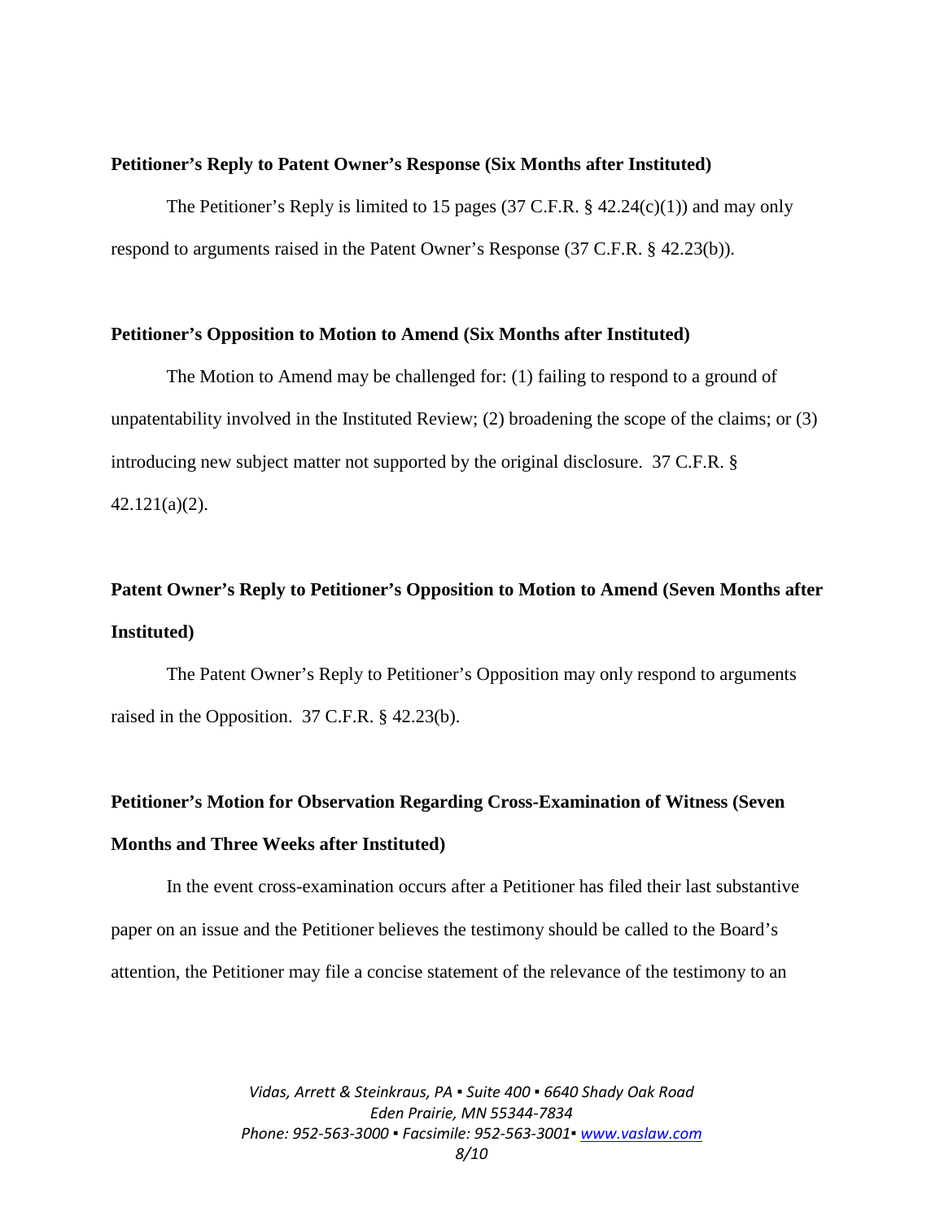**Petitioner's Reply to Patent Owner's Response (Six Months after Instituted)**

The Petitioner's Reply is limited to 15 pages (37 C.F.R. § 42.24(c)(1)) and may only respond to arguments raised in the Patent Owner's Response (37 C.F.R. § 42.23(b)).

**Petitioner's Opposition to Motion to Amend (Six Months after Instituted)**

The Motion to Amend may be challenged for: (1) failing to respond to a ground of unpatentability involved in the Instituted Review; (2) broadening the scope of the claims; or (3) introducing new subject matter not supported by the original disclosure. 37 C.F.R. § 42.121(a)(2).

**Patent Owner's Reply to Petitioner's Opposition to Motion to Amend (Seven Months after Instituted)**

The Patent Owner's Reply to Petitioner's Opposition may only respond to arguments raised in the Opposition. 37 C.F.R. § 42.23(b).

**Petitioner's Motion for Observation Regarding Cross-Examination of Witness (Seven Months and Three Weeks after Instituted)**

In the event cross-examination occurs after a Petitioner has filed their last substantive paper on an issue and the Petitioner believes the testimony should be called to the Board's attention, the Petitioner may file a concise statement of the relevance of the testimony to an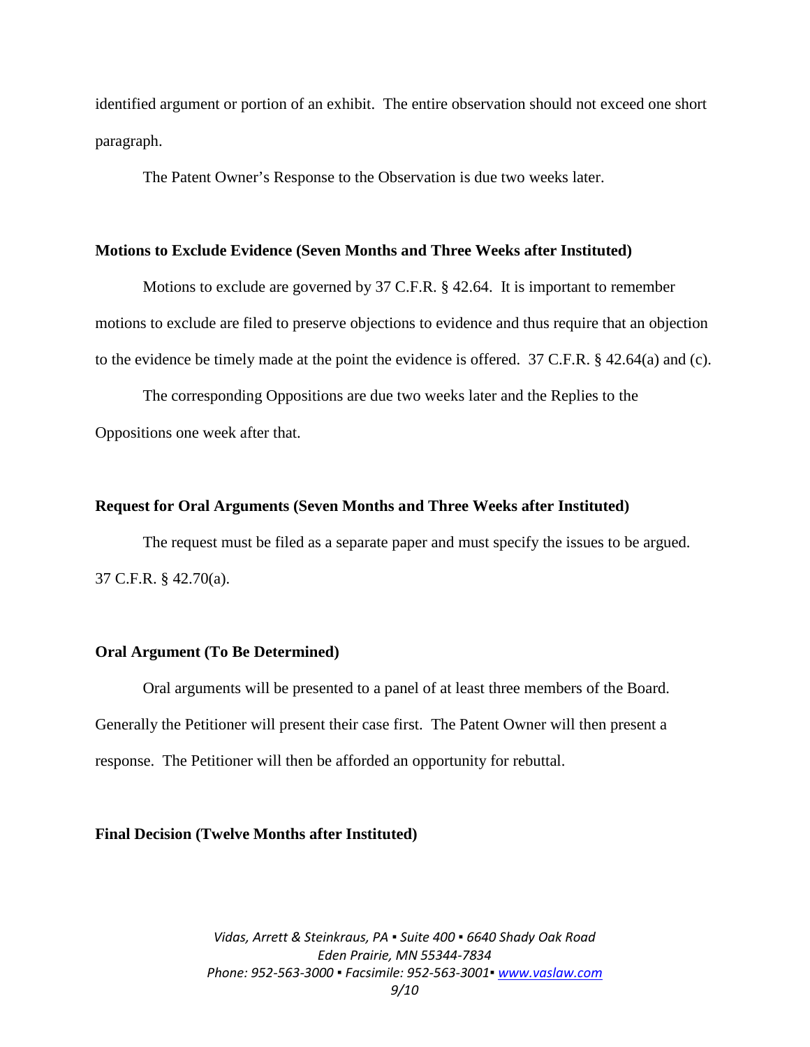identified argument or portion of an exhibit. The entire observation should not exceed one short paragraph.

The Patent Owner's Response to the Observation is due two weeks later.

**Motions to Exclude Evidence (Seven Months and Three Weeks after Instituted)**

Motions to exclude are governed by 37 C.F.R. § 42.64. It is important to remember motions to exclude are filed to preserve objections to evidence and thus require that an objection to the evidence be timely made at the point the evidence is offered. 37 C.F.R. § 42.64(a) and (c).

The corresponding Oppositions are due two weeks later and the Replies to the Oppositions one week after that.

**Request for Oral Arguments (Seven Months and Three Weeks after Instituted)**

The request must be filed as a separate paper and must specify the issues to be argued. 37 C.F.R. § 42.70(a).

**Oral Argument (To Be Determined)**

Oral arguments will be presented to a panel of at least three members of the Board. Generally the Petitioner will present their case first. The Patent Owner will then present a response. The Petitioner will then be afforded an opportunity for rebuttal.

**Final Decision (Twelve Months after Instituted)**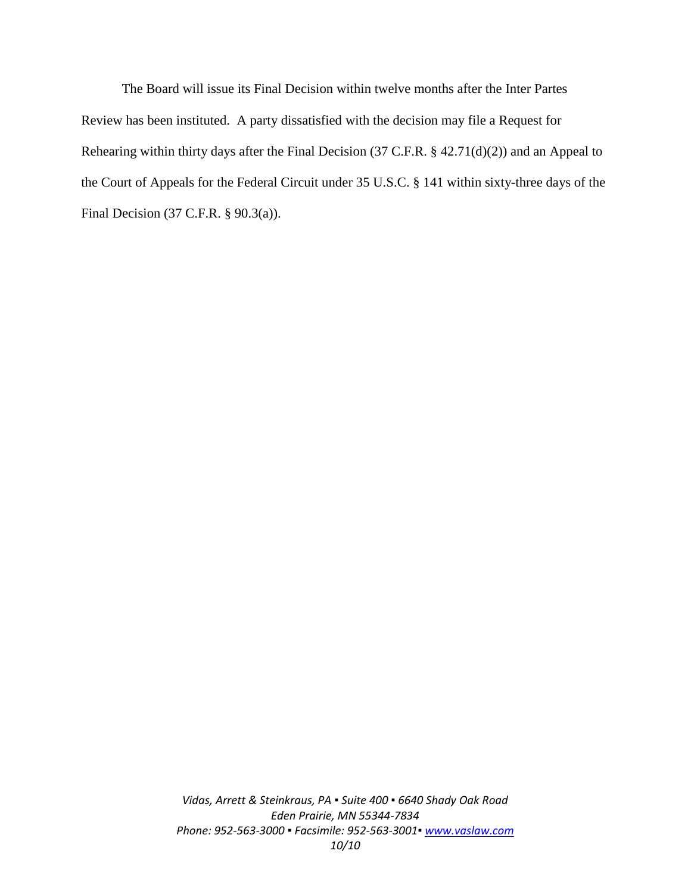The Board will issue its Final Decision within twelve months after the Inter Partes Review has been instituted. A party dissatisfied with the decision may file a Request for Rehearing within thirty days after the Final Decision (37 C.F.R. § 42.71(d)(2)) and an Appeal to the Court of Appeals for the Federal Circuit under 35 U.S.C. § 141 within sixty-three days of the Final Decision (37 C.F.R. § 90.3(a)).